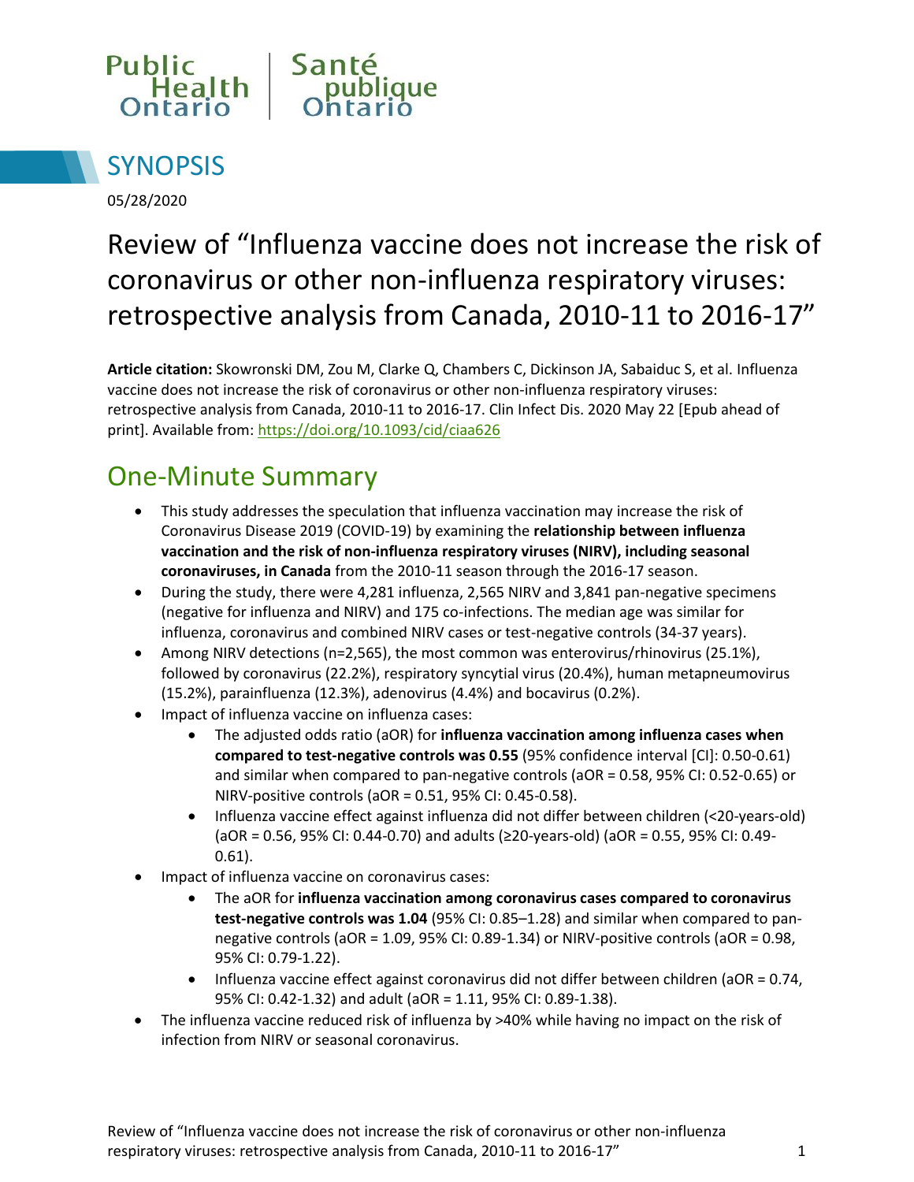Public Health Ontario | Santé publique Ontario

# SYNOPSIS

05/28/2020

# Review of "Influenza vaccine does not increase the risk of coronavirus or other non-influenza respiratory viruses: retrospective analysis from Canada, 2010-11 to 2016-17"

**Article citation:** Skowronski DM, Zou M, Clarke Q, Chambers C, Dickinson JA, Sabaiduc S, et al. Influenza vaccine does not increase the risk of coronavirus or other non-influenza respiratory viruses: retrospective analysis from Canada, 2010-11 to 2016-17. Clin Infect Dis. 2020 May 22 [Epub ahead of print]. Available from: https://doi.org/10.1093/cid/ciaa626

## One-Minute Summary

- This study addresses the speculation that influenza vaccination may increase the risk of Coronavirus Disease 2019 (COVID-19) by examining the **relationship between influenza vaccination and the risk of non-influenza respiratory viruses (NIRV), including seasonal coronaviruses, in Canada** from the 2010-11 season through the 2016-17 season.
- During the study, there were 4,281 influenza, 2,565 NIRV and 3,841 pan-negative specimens (negative for influenza and NIRV) and 175 co-infections. The median age was similar for influenza, coronavirus and combined NIRV cases or test-negative controls (34-37 years).
- Among NIRV detections (n=2,565), the most common was enterovirus/rhinovirus (25.1%), followed by coronavirus (22.2%), respiratory syncytial virus (20.4%), human metapneumovirus (15.2%), parainfluenza (12.3%), adenovirus (4.4%) and bocavirus (0.2%).
- Impact of influenza vaccine on influenza cases:
    - The adjusted odds ratio (aOR) for **influenza vaccination among influenza cases when compared to test-negative controls was 0.55** (95% confidence interval [CI]: 0.50-0.61) and similar when compared to pan-negative controls (aOR = 0.58, 95% CI: 0.52-0.65) or NIRV-positive controls (aOR = 0.51, 95% CI: 0.45-0.58).
    - Influenza vaccine effect against influenza did not differ between children (<20-years-old) (aOR = 0.56, 95% CI: 0.44-0.70) and adults (≥20-years-old) (aOR = 0.55, 95% CI: 0.49-0.61).
- Impact of influenza vaccine on coronavirus cases:
    - The aOR for **influenza vaccination among coronavirus cases compared to coronavirus test-negative controls was 1.04** (95% CI: 0.85–1.28) and similar when compared to pan-negative controls (aOR = 1.09, 95% CI: 0.89-1.34) or NIRV-positive controls (aOR = 0.98, 95% CI: 0.79-1.22).
    - Influenza vaccine effect against coronavirus did not differ between children (aOR = 0.74, 95% CI: 0.42-1.32) and adult (aOR = 1.11, 95% CI: 0.89-1.38).
- The influenza vaccine reduced risk of influenza by >40% while having no impact on the risk of infection from NIRV or seasonal coronavirus.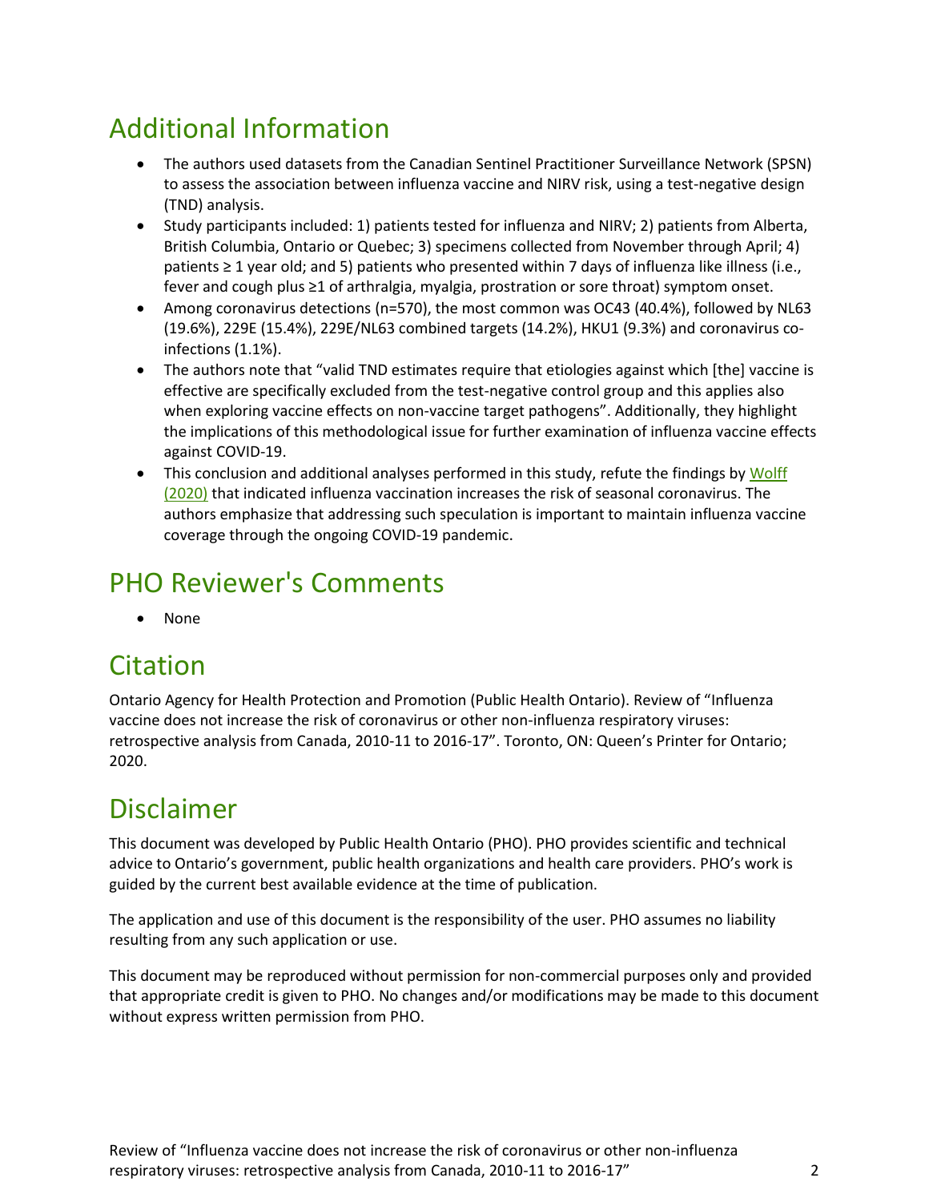## Additional Information

- The authors used datasets from the Canadian Sentinel Practitioner Surveillance Network (SPSN) to assess the association between influenza vaccine and NIRV risk, using a test-negative design (TND) analysis.
- Study participants included: 1) patients tested for influenza and NIRV; 2) patients from Alberta, British Columbia, Ontario or Quebec; 3) specimens collected from November through April; 4) patients ≥ 1 year old; and 5) patients who presented within 7 days of influenza like illness (i.e., fever and cough plus ≥1 of arthralgia, myalgia, prostration or sore throat) symptom onset.
- Among coronavirus detections (n=570), the most common was OC43 (40.4%), followed by NL63 (19.6%), 229E (15.4%), 229E/NL63 combined targets (14.2%), HKU1 (9.3%) and coronavirus co-infections (1.1%).
- The authors note that "valid TND estimates require that etiologies against which [the] vaccine is effective are specifically excluded from the test-negative control group and this applies also when exploring vaccine effects on non-vaccine target pathogens". Additionally, they highlight the implications of this methodological issue for further examination of influenza vaccine effects against COVID-19.
- This conclusion and additional analyses performed in this study, refute the findings by Wolff (2020) that indicated influenza vaccination increases the risk of seasonal coronavirus. The authors emphasize that addressing such speculation is important to maintain influenza vaccine coverage through the ongoing COVID-19 pandemic.

## PHO Reviewer's Comments

- None

## Citation

Ontario Agency for Health Protection and Promotion (Public Health Ontario). Review of "Influenza vaccine does not increase the risk of coronavirus or other non-influenza respiratory viruses: retrospective analysis from Canada, 2010-11 to 2016-17". Toronto, ON: Queen's Printer for Ontario; 2020.

## Disclaimer

This document was developed by Public Health Ontario (PHO). PHO provides scientific and technical advice to Ontario's government, public health organizations and health care providers. PHO's work is guided by the current best available evidence at the time of publication.

The application and use of this document is the responsibility of the user. PHO assumes no liability resulting from any such application or use.

This document may be reproduced without permission for non-commercial purposes only and provided that appropriate credit is given to PHO. No changes and/or modifications may be made to this document without express written permission from PHO.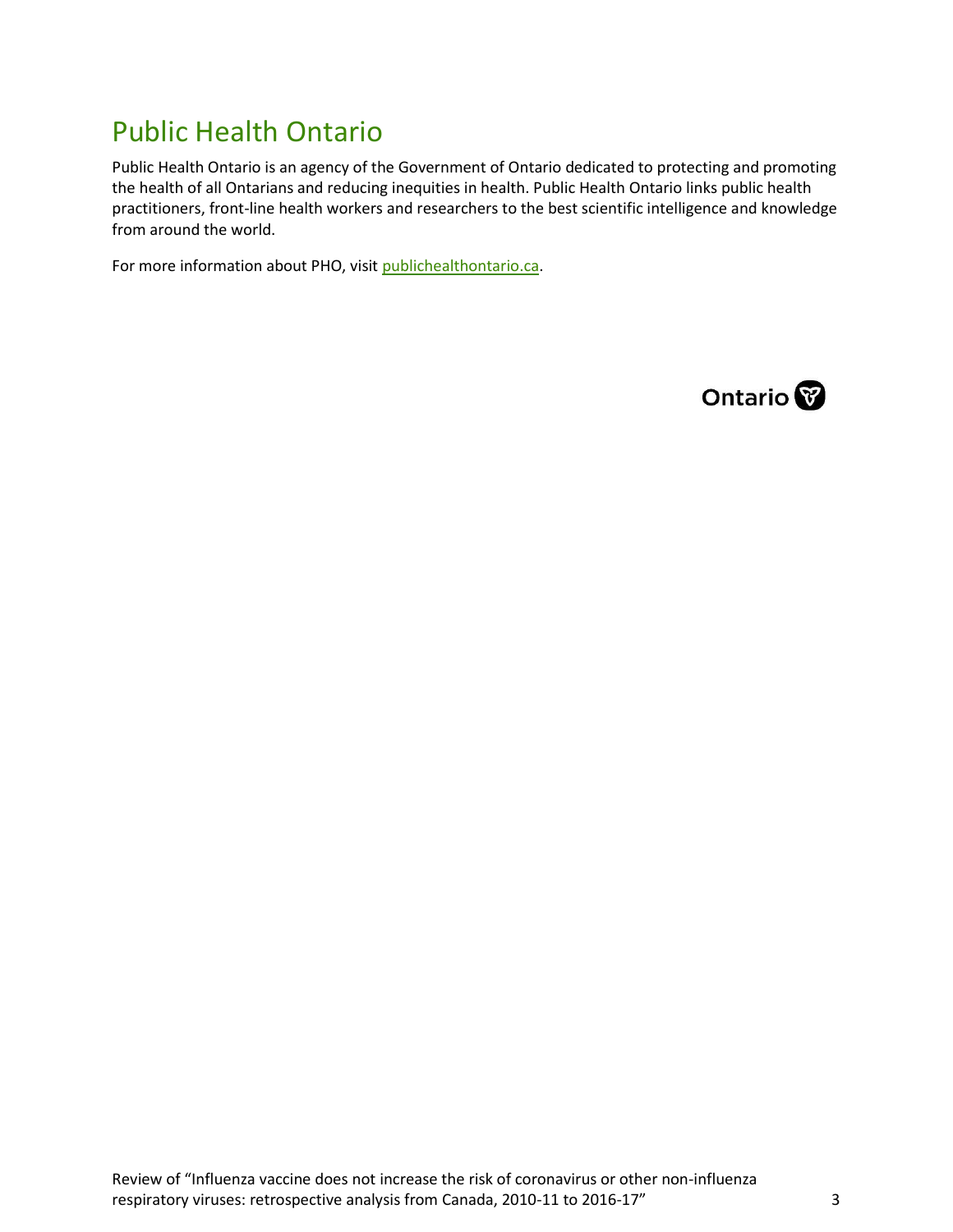# Public Health Ontario

Public Health Ontario is an agency of the Government of Ontario dedicated to protecting and promoting the health of all Ontarians and reducing inequities in health. Public Health Ontario links public health practitioners, front-line health workers and researchers to the best scientific intelligence and knowledge from around the world.

For more information about PHO, visit publichealthontario.ca.

Ontario